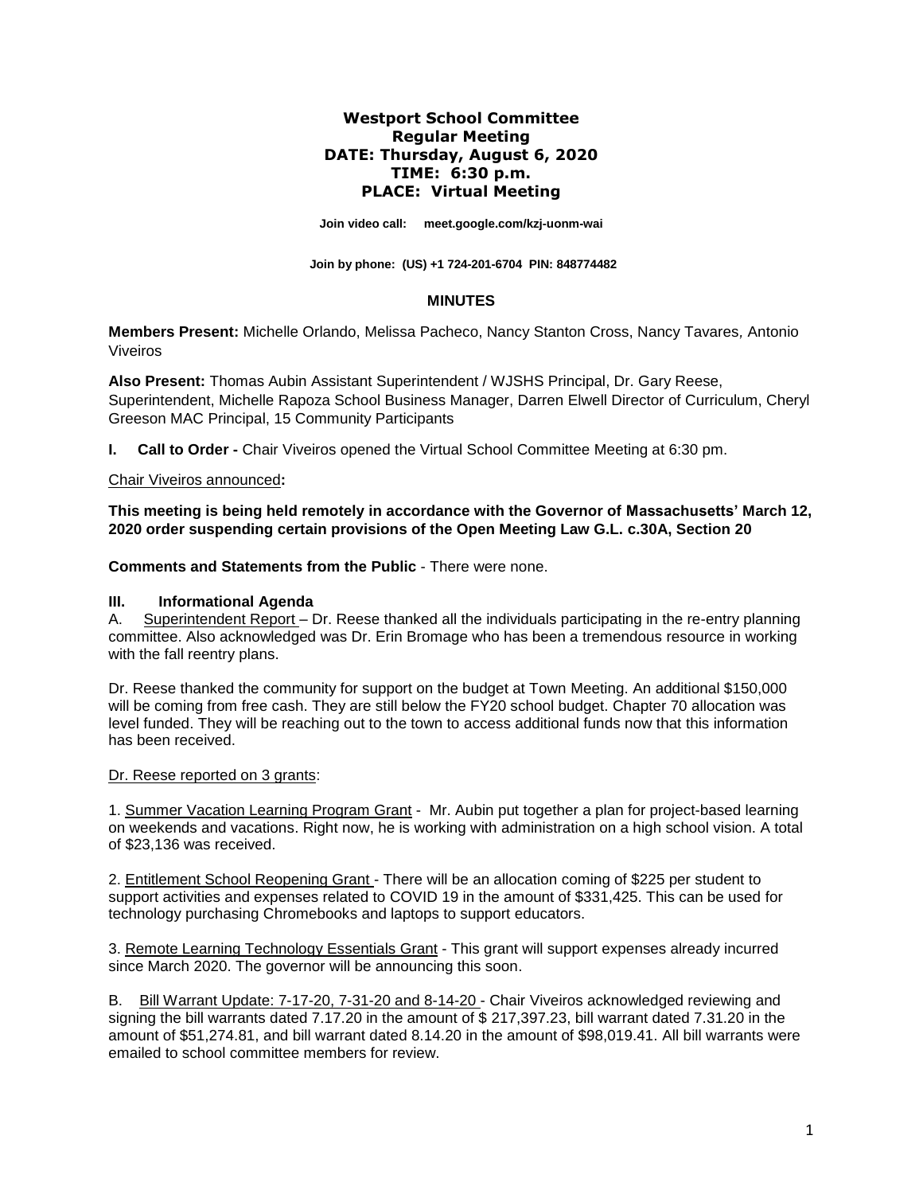**Westport School Committee**
**Regular Meeting**
**DATE: Thursday, August 6, 2020**
**TIME: 6:30 p.m.**
**PLACE: Virtual Meeting**

**Join video call: meet.google.com/kzj-uonm-wai**

**Join by phone: (US) +1 724-201-6704 PIN: 848774482**

## MINUTES

**Members Present:** Michelle Orlando, Melissa Pacheco, Nancy Stanton Cross, Nancy Tavares, Antonio Viveiros

**Also Present:** Thomas Aubin Assistant Superintendent / WJSHS Principal, Dr. Gary Reese, Superintendent, Michelle Rapoza School Business Manager, Darren Elwell Director of Curriculum, Cheryl Greeson MAC Principal, 15 Community Participants

**I. Call to Order -** Chair Viveiros opened the Virtual School Committee Meeting at 6:30 pm.

Chair Viveiros announced**:**

**This meeting is being held remotely in accordance with the Governor of Massachusetts' March 12, 2020 order suspending certain provisions of the Open Meeting Law G.L. c.30A, Section 20**

**Comments and Statements from the Public** - There were none.

**III. Informational Agenda**

A. Superintendent Report – Dr. Reese thanked all the individuals participating in the re-entry planning committee. Also acknowledged was Dr. Erin Bromage who has been a tremendous resource in working with the fall reentry plans.

Dr. Reese thanked the community for support on the budget at Town Meeting. An additional $150,000 will be coming from free cash. They are still below the FY20 school budget. Chapter 70 allocation was level funded. They will be reaching out to the town to access additional funds now that this information has been received.

Dr. Reese reported on 3 grants:

1. Summer Vacation Learning Program Grant - Mr. Aubin put together a plan for project-based learning on weekends and vacations. Right now, he is working with administration on a high school vision. A total of $23,136 was received.

2. Entitlement School Reopening Grant - There will be an allocation coming of $225 per student to support activities and expenses related to COVID 19 in the amount of $331,425. This can be used for technology purchasing Chromebooks and laptops to support educators.

3. Remote Learning Technology Essentials Grant - This grant will support expenses already incurred since March 2020. The governor will be announcing this soon.

B. Bill Warrant Update: 7-17-20, 7-31-20 and 8-14-20 - Chair Viveiros acknowledged reviewing and signing the bill warrants dated 7.17.20 in the amount of $ 217,397.23, bill warrant dated 7.31.20 in the amount of $51,274.81, and bill warrant dated 8.14.20 in the amount of $98,019.41. All bill warrants were emailed to school committee members for review.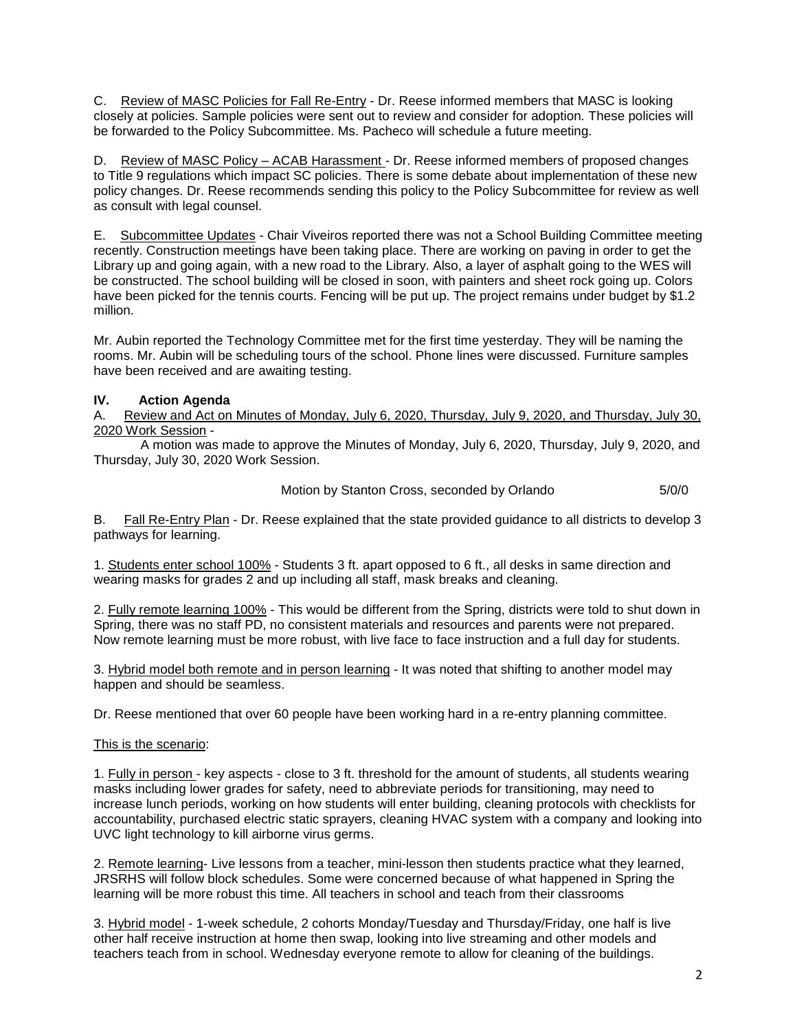C. Review of MASC Policies for Fall Re-Entry - Dr. Reese informed members that MASC is looking closely at policies. Sample policies were sent out to review and consider for adoption. These policies will be forwarded to the Policy Subcommittee. Ms. Pacheco will schedule a future meeting.

D. Review of MASC Policy – ACAB Harassment - Dr. Reese informed members of proposed changes to Title 9 regulations which impact SC policies. There is some debate about implementation of these new policy changes. Dr. Reese recommends sending this policy to the Policy Subcommittee for review as well as consult with legal counsel.

E. Subcommittee Updates - Chair Viveiros reported there was not a School Building Committee meeting recently. Construction meetings have been taking place. There are working on paving in order to get the Library up and going again, with a new road to the Library. Also, a layer of asphalt going to the WES will be constructed. The school building will be closed in soon, with painters and sheet rock going up. Colors have been picked for the tennis courts. Fencing will be put up. The project remains under budget by $1.2 million.

Mr. Aubin reported the Technology Committee met for the first time yesterday. They will be naming the rooms. Mr. Aubin will be scheduling tours of the school. Phone lines were discussed. Furniture samples have been received and are awaiting testing.

**IV. Action Agenda**

A. Review and Act on Minutes of Monday, July 6, 2020, Thursday, July 9, 2020, and Thursday, July 30, 2020 Work Session -

A motion was made to approve the Minutes of Monday, July 6, 2020, Thursday, July 9, 2020, and Thursday, July 30, 2020 Work Session.

Motion by Stanton Cross, seconded by Orlando 5/0/0

B. Fall Re-Entry Plan - Dr. Reese explained that the state provided guidance to all districts to develop 3 pathways for learning.

1. Students enter school 100% - Students 3 ft. apart opposed to 6 ft., all desks in same direction and wearing masks for grades 2 and up including all staff, mask breaks and cleaning.

2. Fully remote learning 100% - This would be different from the Spring, districts were told to shut down in Spring, there was no staff PD, no consistent materials and resources and parents were not prepared. Now remote learning must be more robust, with live face to face instruction and a full day for students.

3. Hybrid model both remote and in person learning - It was noted that shifting to another model may happen and should be seamless.

Dr. Reese mentioned that over 60 people have been working hard in a re-entry planning committee.

This is the scenario:

1. Fully in person - key aspects - close to 3 ft. threshold for the amount of students, all students wearing masks including lower grades for safety, need to abbreviate periods for transitioning, may need to increase lunch periods, working on how students will enter building, cleaning protocols with checklists for accountability, purchased electric static sprayers, cleaning HVAC system with a company and looking into UVC light technology to kill airborne virus germs.

2. Remote learning- Live lessons from a teacher, mini-lesson then students practice what they learned, JRSRHS will follow block schedules. Some were concerned because of what happened in Spring the learning will be more robust this time. All teachers in school and teach from their classrooms

3. Hybrid model - 1-week schedule, 2 cohorts Monday/Tuesday and Thursday/Friday, one half is live other half receive instruction at home then swap, looking into live streaming and other models and teachers teach from in school. Wednesday everyone remote to allow for cleaning of the buildings.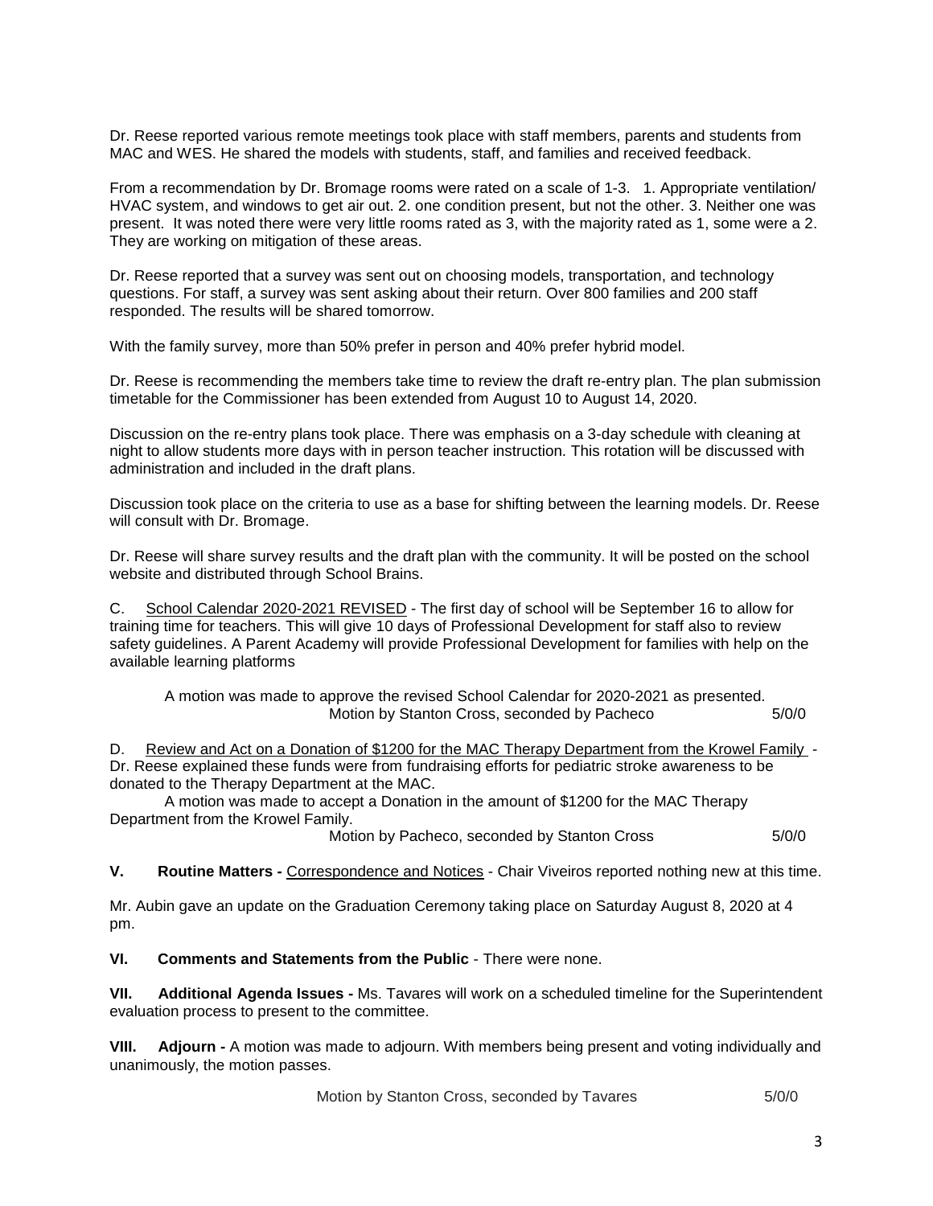Dr. Reese reported various remote meetings took place with staff members, parents and students from MAC and WES. He shared the models with students, staff, and families and received feedback.

From a recommendation by Dr. Bromage rooms were rated on a scale of 1-3. 1. Appropriate ventilation/ HVAC system, and windows to get air out. 2. one condition present, but not the other. 3. Neither one was present. It was noted there were very little rooms rated as 3, with the majority rated as 1, some were a 2. They are working on mitigation of these areas.

Dr. Reese reported that a survey was sent out on choosing models, transportation, and technology questions. For staff, a survey was sent asking about their return. Over 800 families and 200 staff responded. The results will be shared tomorrow.

With the family survey, more than 50% prefer in person and 40% prefer hybrid model.

Dr. Reese is recommending the members take time to review the draft re-entry plan. The plan submission timetable for the Commissioner has been extended from August 10 to August 14, 2020.

Discussion on the re-entry plans took place. There was emphasis on a 3-day schedule with cleaning at night to allow students more days with in person teacher instruction. This rotation will be discussed with administration and included in the draft plans.

Discussion took place on the criteria to use as a base for shifting between the learning models. Dr. Reese will consult with Dr. Bromage.

Dr. Reese will share survey results and the draft plan with the community. It will be posted on the school website and distributed through School Brains.

C. <u>School Calendar 2020-2021 REVISED</u> - The first day of school will be September 16 to allow for training time for teachers. This will give 10 days of Professional Development for staff also to review safety guidelines. A Parent Academy will provide Professional Development for families with help on the available learning platforms

A motion was made to approve the revised School Calendar for 2020-2021 as presented.
Motion by Stanton Cross, seconded by Pacheco 5/0/0

D. <u>Review and Act on a Donation of $1200 for the MAC Therapy Department from the Krowel Family</u> - Dr. Reese explained these funds were from fundraising efforts for pediatric stroke awareness to be donated to the Therapy Department at the MAC.

A motion was made to accept a Donation in the amount of $1200 for the MAC Therapy Department from the Krowel Family.
Motion by Pacheco, seconded by Stanton Cross 5/0/0

**V. Routine Matters -** <u>Correspondence and Notices</u> - Chair Viveiros reported nothing new at this time.

Mr. Aubin gave an update on the Graduation Ceremony taking place on Saturday August 8, 2020 at 4 pm.

**VI. Comments and Statements from the Public** - There were none.

**VII. Additional Agenda Issues -** Ms. Tavares will work on a scheduled timeline for the Superintendent evaluation process to present to the committee.

**VIII. Adjourn -** A motion was made to adjourn. With members being present and voting individually and unanimously, the motion passes.

Motion by Stanton Cross, seconded by Tavares 5/0/0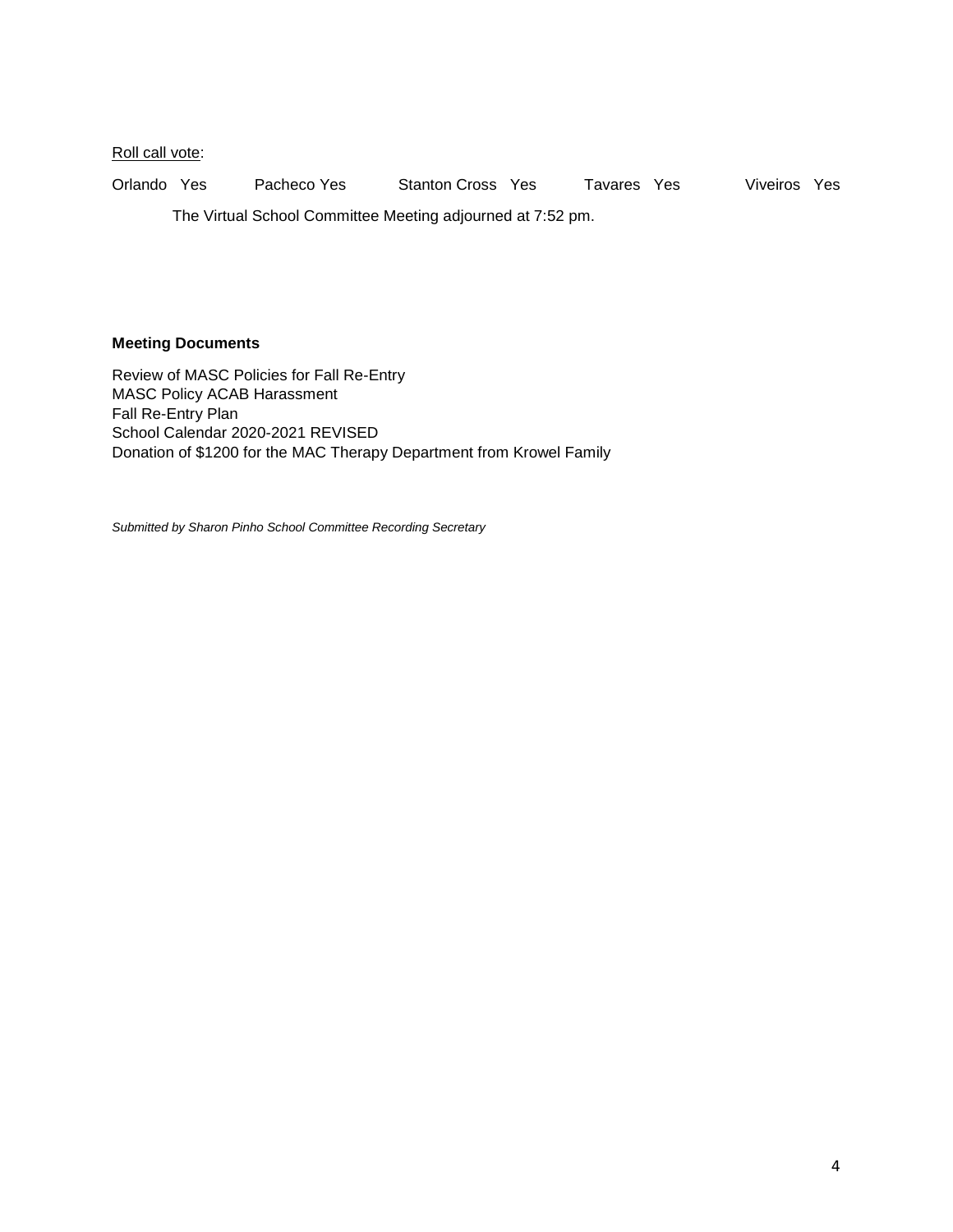<u>Roll call vote</u>:

Orlando Yes    Pacheco Yes    Stanton Cross Yes    Tavares Yes    Viveiros Yes

The Virtual School Committee Meeting adjourned at 7:52 pm.

**Meeting Documents**

Review of MASC Policies for Fall Re-Entry
MASC Policy ACAB Harassment
Fall Re-Entry Plan
School Calendar 2020-2021 REVISED
Donation of $1200 for the MAC Therapy Department from Krowel Family

*Submitted by Sharon Pinho School Committee Recording Secretary*